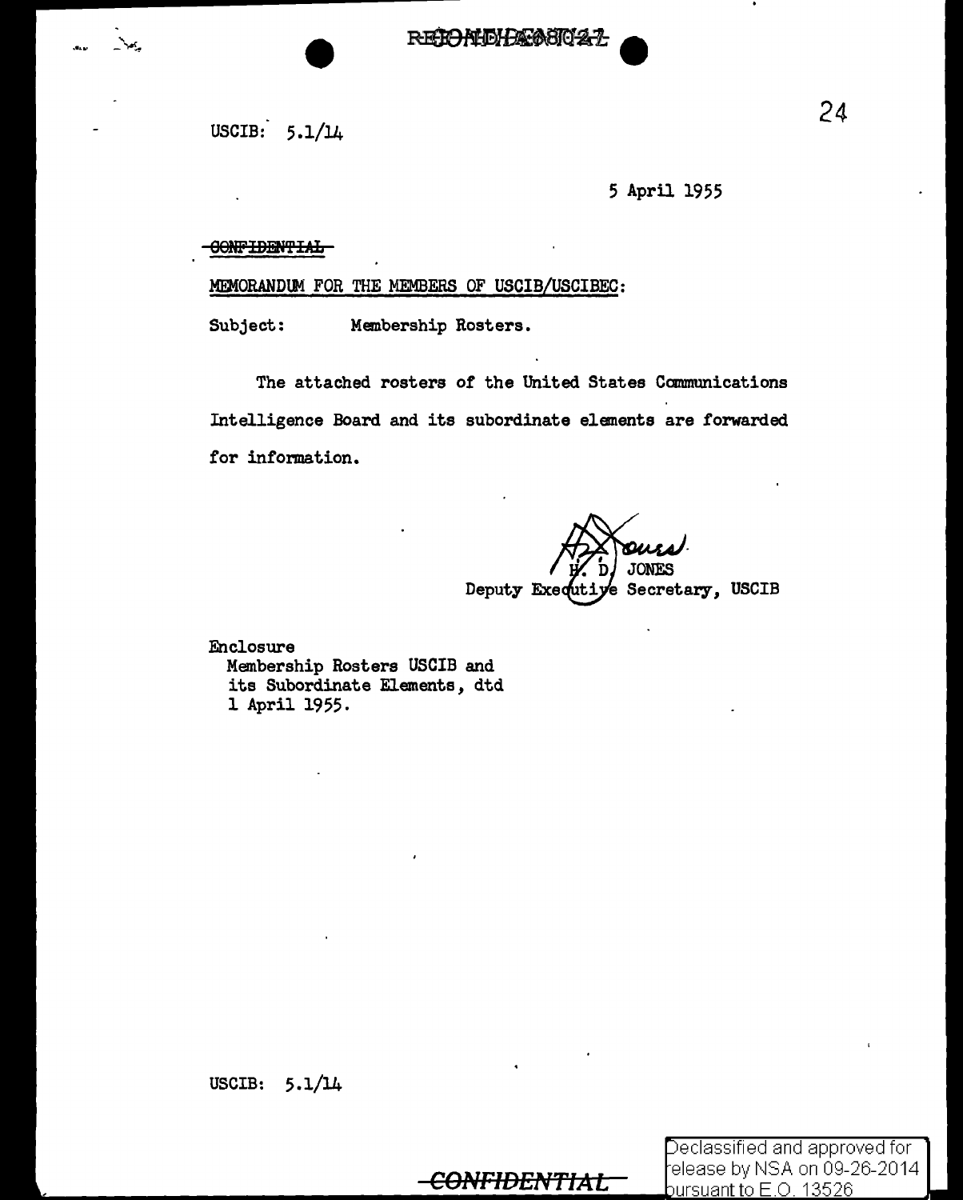USCIB: 5.1/14

5 April 1955

~~CONFIDENTIAL~~

MEMORANDUM FOR THE MEMBERS OF USCIB/USCIBEC:

Subject: Membership Rosters.

The attached rosters of the United States Communications Intelligence Board and its subordinate elements are forwarded for information.

H. D. JONES
Deputy Executive Secretary, USCIB

Enclosure
Membership Rosters USCIB and its Subordinate Elements, dtd 1 April 1955.

USCIB: 5.1/14

~~CONFIDENTIAL~~

Declassified and approved for release by NSA on 09-26-2014 pursuant to E.O. 13526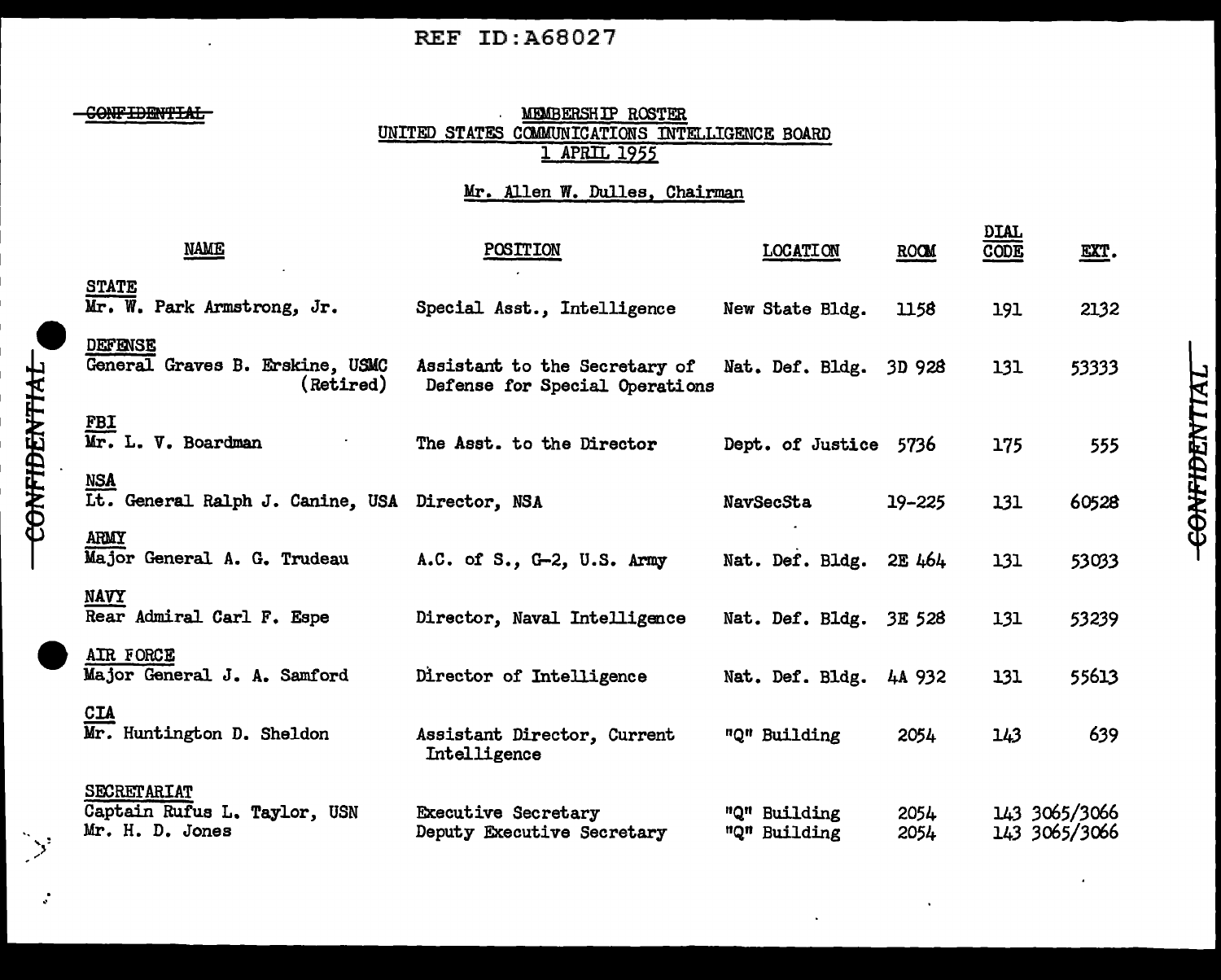REF ID:A68027

~~CONFIDENTIAL~~

# MEMBERSHIP ROSTER
## UNITED STATES COMMUNICATIONS INTELLIGENCE BOARD
### 1 APRIL 1955

Mr. Allen W. Dulles, Chairman

| NAME | POSITION | LOCATION | ROOM | DIAL CODE | EXT. |
|---|---|---|---|---|---|
| **STATE** | | | | | |
| Mr. W. Park Armstrong, Jr. | Special Asst., Intelligence | New State Bldg. | 1158 | 191 | 2132 |
| **DEFENSE** | | | | | |
| General Graves B. Erskine, USMC (Retired) | Assistant to the Secretary of Defense for Special Operations | Nat. Def. Bldg. | 3D 928 | 131 | 53333 |
| **FBI** | | | | | |
| Mr. L. V. Boardman | The Asst. to the Director | Dept. of Justice | 5736 | 175 | 555 |
| **NSA** | | | | | |
| Lt. General Ralph J. Canine, USA | Director, NSA | NavSecSta | 19-225 | 131 | 60528 |
| **ARMY** | | | | | |
| Major General A. G. Trudeau | A.C. of S., G-2, U.S. Army | Nat. Def. Bldg. | 2E 464 | 131 | 53033 |
| **NAVY** | | | | | |
| Rear Admiral Carl F. Espe | Director, Naval Intelligence | Nat. Def. Bldg. | 3E 528 | 131 | 53239 |
| **AIR FORCE** | | | | | |
| Major General J. A. Samford | Director of Intelligence | Nat. Def. Bldg. | 4A 932 | 131 | 55613 |
| **CIA** | | | | | |
| Mr. Huntington D. Sheldon | Assistant Director, Current Intelligence | "Q" Building | 2054 | 143 | 639 |
| **SECRETARIAT** | | | | | |
| Captain Rufus L. Taylor, USN | Executive Secretary | "Q" Building | 2054 | 143 | 3065/3066 |
| Mr. H. D. Jones | Deputy Executive Secretary | "Q" Building | 2054 | 143 | 3065/3066 |

CONFIDENTIAL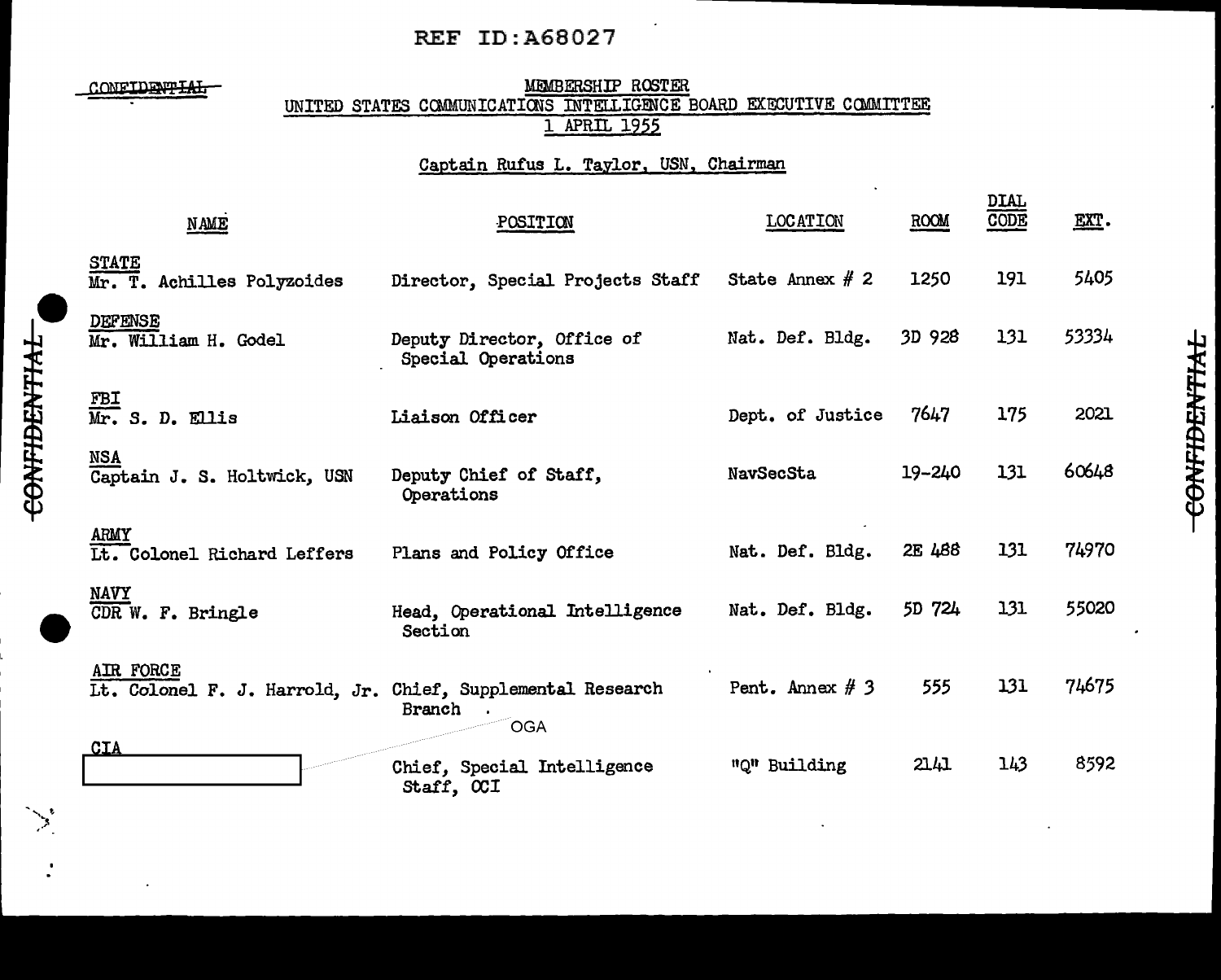REF ID:A68027

~~CONFIDENTIAL~~

MEMBERSHIP ROSTER
UNITED STATES COMMUNICATIONS INTELLIGENCE BOARD EXECUTIVE COMMITTEE
1 APRIL 1955

Captain Rufus L. Taylor, USN, Chairman

| NAME | POSITION | LOCATION | ROOM | DIAL CODE | EXT. |
|---|---|---|---|---|---|
| STATE<br>Mr. T. Achilles Polyzoides | Director, Special Projects Staff | State Annex # 2 | 1250 | 191 | 5405 |
| DEFENSE<br>Mr. William H. Godel | Deputy Director, Office of Special Operations | Nat. Def. Bldg. | 3D 928 | 131 | 53334 |
| FBI<br>Mr. S. D. Ellis | Liaison Officer | Dept. of Justice | 7647 | 175 | 2021 |
| NSA<br>Captain J. S. Holtwick, USN | Deputy Chief of Staff, Operations | NavSecSta | 19-240 | 131 | 60648 |
| ARMY<br>Lt. Colonel Richard Leffers | Plans and Policy Office | Nat. Def. Bldg. | 2E 488 | 131 | 74970 |
| NAVY<br>CDR W. F. Bringle | Head, Operational Intelligence Section | Nat. Def. Bldg. | 5D 724 | 131 | 55020 |
| AIR FORCE<br>Lt. Colonel F. J. Harrold, Jr. | Chief, Supplemental Research Branch | Pent. Annex # 3 | 555 | 131 | 74675 |
| CIA<br>[redacted – OGA] | Chief, Special Intelligence Staff, OCI | "Q" Building | 2141 | 143 | 8592 |

~~CONFIDENTIAL~~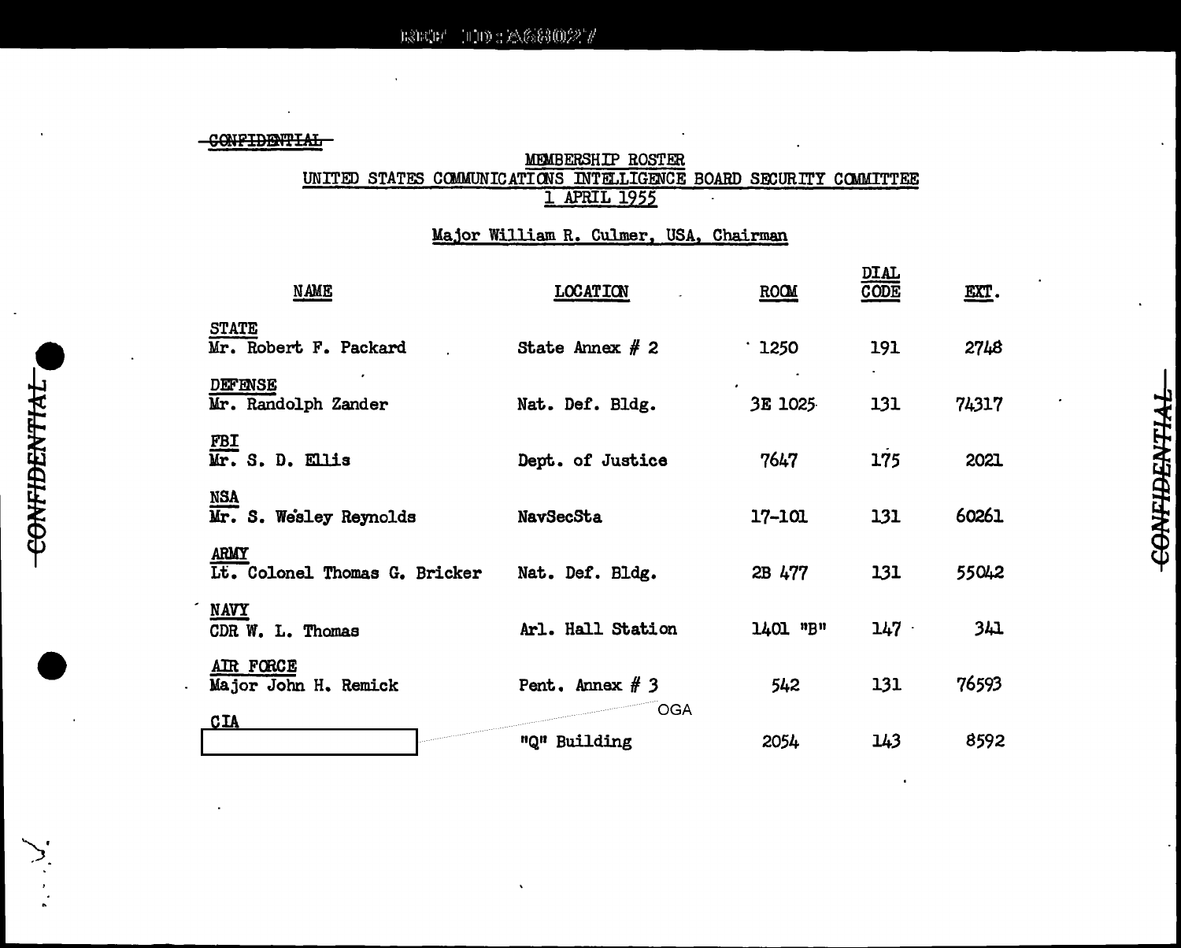~~CONFIDENTIAL~~

MEMBERSHIP ROSTER
UNITED STATES COMMUNICATIONS INTELLIGENCE BOARD SECURITY COMMITTEE
1 APRIL 1955

Major William R. Culmer, USA, Chairman

| NAME | LOCATION | ROOM | DIAL CODE | EXT. |
|---|---|---|---|---|
| **STATE** | | | | |
| Mr. Robert F. Packard | State Annex # 2 | 1250 | 191 | 2748 |
| **DEFENSE** | | | | |
| Mr. Randolph Zander | Nat. Def. Bldg. | 3E 1025 | 131 | 74317 |
| **FBI** | | | | |
| Mr. S. D. Ellis | Dept. of Justice | 7647 | 175 | 2021 |
| **NSA** | | | | |
| Mr. S. Wesley Reynolds | NavSecSta | 17-101 | 131 | 60261 |
| **ARMY** | | | | |
| Lt. Colonel Thomas G. Bricker | Nat. Def. Bldg. | 2B 477 | 131 | 55042 |
| **NAVY** | | | | |
| CDR W. L. Thomas | Arl. Hall Station | 1401 "B" | 147 | 341 |
| **AIR FORCE** | | | | |
| Major John H. Remick | Pent. Annex # 3 | 542 | 131 | 76593 |
| **CIA** | | | | |
| [REDACTED - OGA] | "Q" Building | 2054 | 143 | 8592 |

~~CONFIDENTIAL~~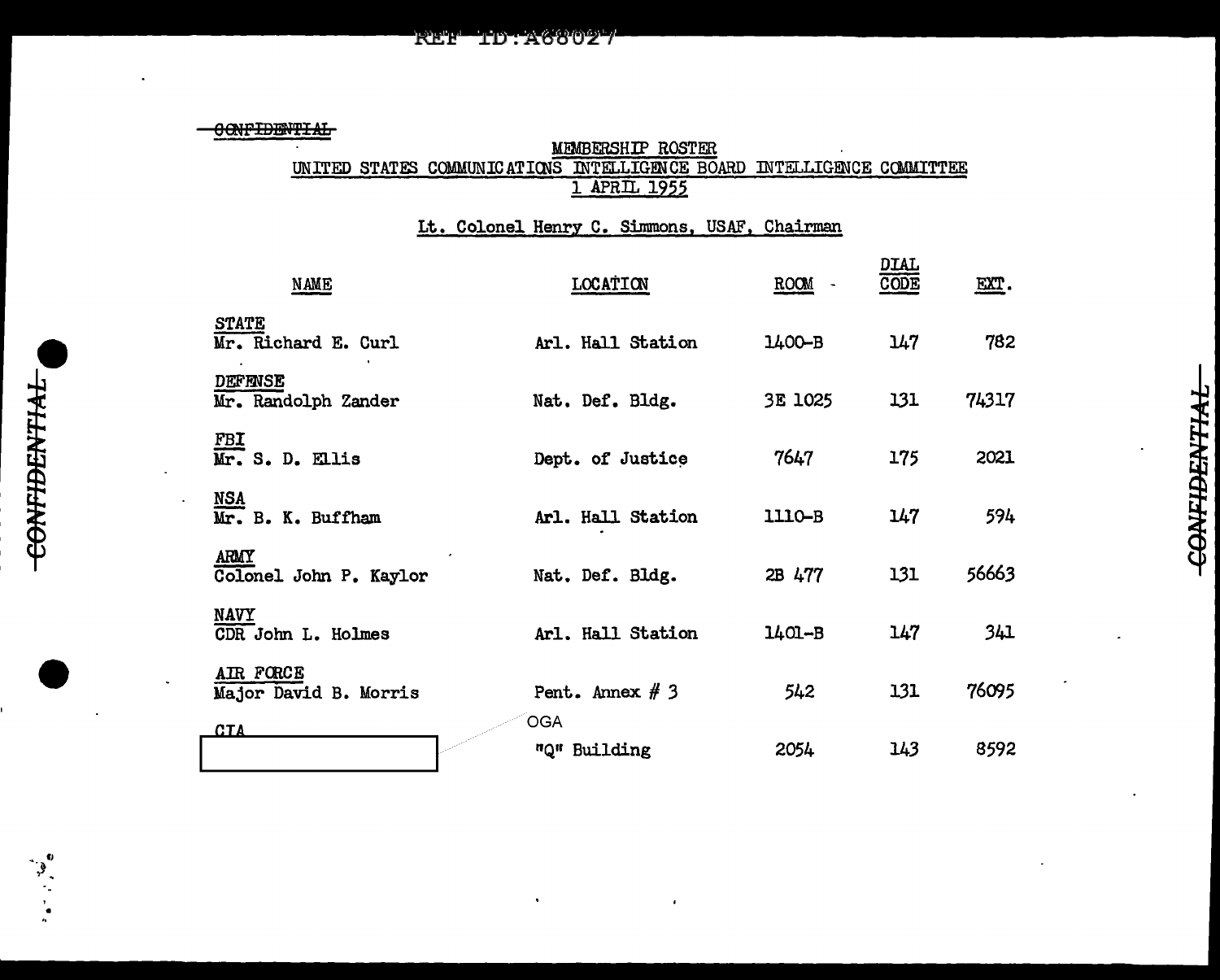REF ID:A68027

~~CONFIDENTIAL~~

MEMBERSHIP ROSTER
UNITED STATES COMMUNICATIONS INTELLIGENCE BOARD INTELLIGENCE COMMITTEE
1 APRIL 1955

Lt. Colonel Henry C. Simmons, USAF, Chairman

| NAME | LOCATION | ROOM | DIAL CODE | EXT. |
|---|---|---|---|---|
| STATE<br>Mr. Richard E. Curl | Arl. Hall Station | 1400-B | 147 | 782 |
| DEFENSE<br>Mr. Randolph Zander | Nat. Def. Bldg. | 3E 1025 | 131 | 74317 |
| FBI<br>Mr. S. D. Ellis | Dept. of Justice | 7647 | 175 | 2021 |
| NSA<br>Mr. B. K. Buffham | Arl. Hall Station | 1110-B | 147 | 594 |
| ARMY<br>Colonel John P. Kaylor | Nat. Def. Bldg. | 2B 477 | 131 | 56663 |
| NAVY<br>CDR John L. Holmes | Arl. Hall Station | 1401-B | 147 | 341 |
| AIR FORCE<br>Major David B. Morris | Pent. Annex # 3 | 542 | 131 | 76095 |
| CIA<br>[redacted] OGA | "Q" Building | 2054 | 143 | 8592 |

~~CONFIDENTIAL~~